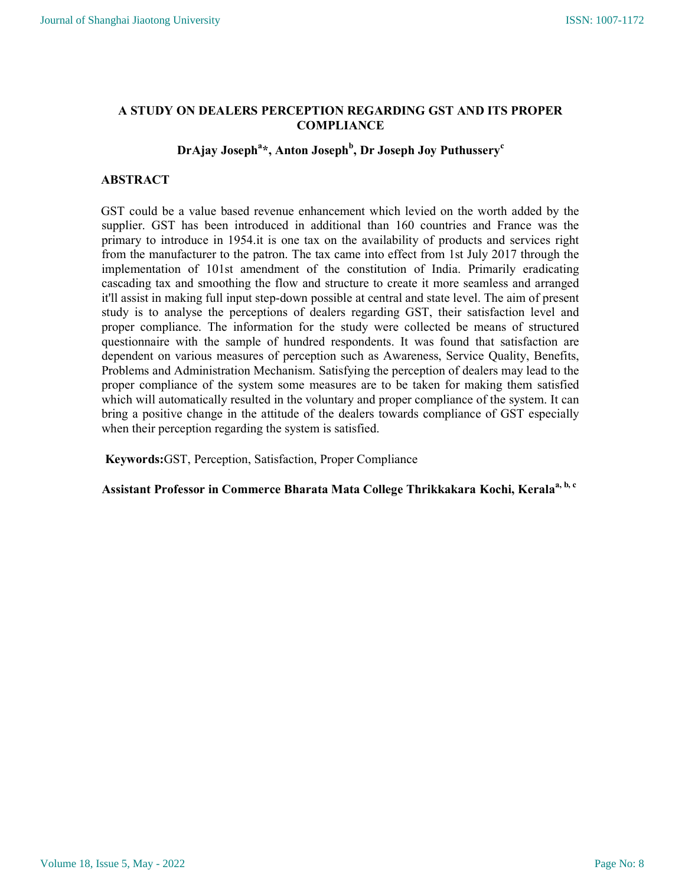# A STUDY ON DEALERS PERCEPTION REGARDING GST AND ITS PROPER COMPLIANCE

**DrAjay Joseph[a]*, Anton Joseph[b], Dr Joseph Joy Puthussery[c]**

## ABSTRACT

GST could be a value based revenue enhancement which levied on the worth added by the supplier. GST has been introduced in additional than 160 countries and France was the primary to introduce in 1954.it is one tax on the availability of products and services right from the manufacturer to the patron. The tax came into effect from 1st July 2017 through the implementation of 101st amendment of the constitution of India. Primarily eradicating cascading tax and smoothing the flow and structure to create it more seamless and arranged it'll assist in making full input step-down possible at central and state level. The aim of present study is to analyse the perceptions of dealers regarding GST, their satisfaction level and proper compliance. The information for the study were collected be means of structured questionnaire with the sample of hundred respondents. It was found that satisfaction are dependent on various measures of perception such as Awareness, Service Quality, Benefits, Problems and Administration Mechanism. Satisfying the perception of dealers may lead to the proper compliance of the system some measures are to be taken for making them satisfied which will automatically resulted in the voluntary and proper compliance of the system. It can bring a positive change in the attitude of the dealers towards compliance of GST especially when their perception regarding the system is satisfied.

**Keywords:**GST, Perception, Satisfaction, Proper Compliance

**Assistant Professor in Commerce Bharata Mata College Thrikkakara Kochi, Kerala[a, b, c]**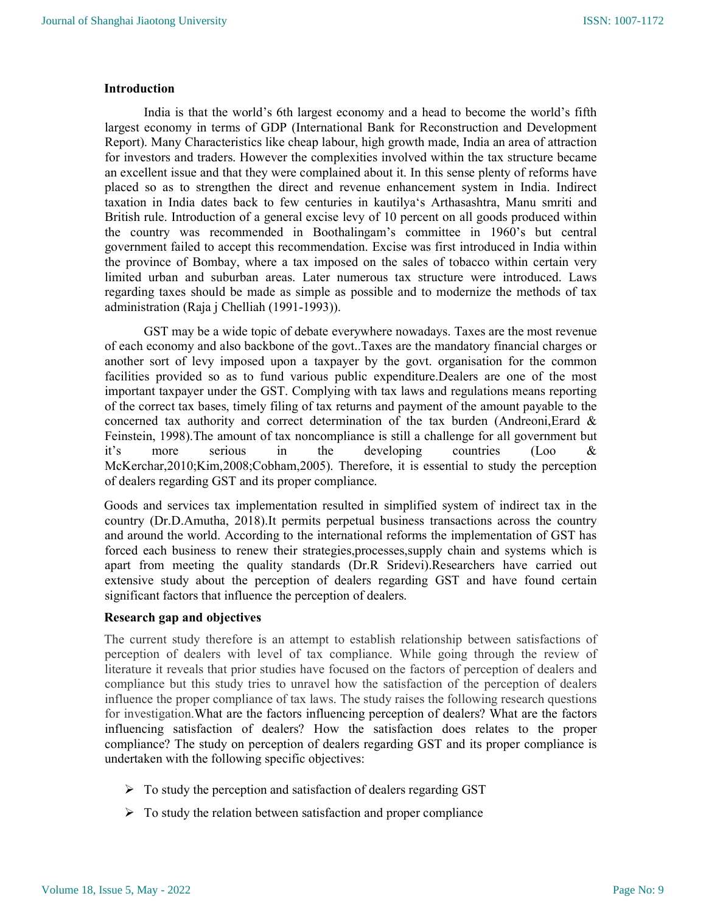## Introduction

India is that the world's 6th largest economy and a head to become the world's fifth largest economy in terms of GDP (International Bank for Reconstruction and Development Report). Many Characteristics like cheap labour, high growth made, India an area of attraction for investors and traders. However the complexities involved within the tax structure became an excellent issue and that they were complained about it. In this sense plenty of reforms have placed so as to strengthen the direct and revenue enhancement system in India. Indirect taxation in India dates back to few centuries in kautilya's Arthasashtra, Manu smriti and British rule. Introduction of a general excise levy of 10 percent on all goods produced within the country was recommended in Boothalingam's committee in 1960's but central government failed to accept this recommendation. Excise was first introduced in India within the province of Bombay, where a tax imposed on the sales of tobacco within certain very limited urban and suburban areas. Later numerous tax structure were introduced. Laws regarding taxes should be made as simple as possible and to modernize the methods of tax administration (Raja j Chelliah (1991-1993)).

GST may be a wide topic of debate everywhere nowadays. Taxes are the most revenue of each economy and also backbone of the govt..Taxes are the mandatory financial charges or another sort of levy imposed upon a taxpayer by the govt. organisation for the common facilities provided so as to fund various public expenditure.Dealers are one of the most important taxpayer under the GST. Complying with tax laws and regulations means reporting of the correct tax bases, timely filing of tax returns and payment of the amount payable to the concerned tax authority and correct determination of the tax burden (Andreoni,Erard & Feinstein, 1998).The amount of tax noncompliance is still a challenge for all government but it's more serious in the developing countries (Loo & McKerchar,2010;Kim,2008;Cobham,2005). Therefore, it is essential to study the perception of dealers regarding GST and its proper compliance.

Goods and services tax implementation resulted in simplified system of indirect tax in the country (Dr.D.Amutha, 2018).It permits perpetual business transactions across the country and around the world. According to the international reforms the implementation of GST has forced each business to renew their strategies,processes,supply chain and systems which is apart from meeting the quality standards (Dr.R Sridevi).Researchers have carried out extensive study about the perception of dealers regarding GST and have found certain significant factors that influence the perception of dealers.

## Research gap and objectives

The current study therefore is an attempt to establish relationship between satisfactions of perception of dealers with level of tax compliance. While going through the review of literature it reveals that prior studies have focused on the factors of perception of dealers and compliance but this study tries to unravel how the satisfaction of the perception of dealers influence the proper compliance of tax laws. The study raises the following research questions for investigation.What are the factors influencing perception of dealers? What are the factors influencing satisfaction of dealers? How the satisfaction does relates to the proper compliance? The study on perception of dealers regarding GST and its proper compliance is undertaken with the following specific objectives:

- To study the perception and satisfaction of dealers regarding GST
- To study the relation between satisfaction and proper compliance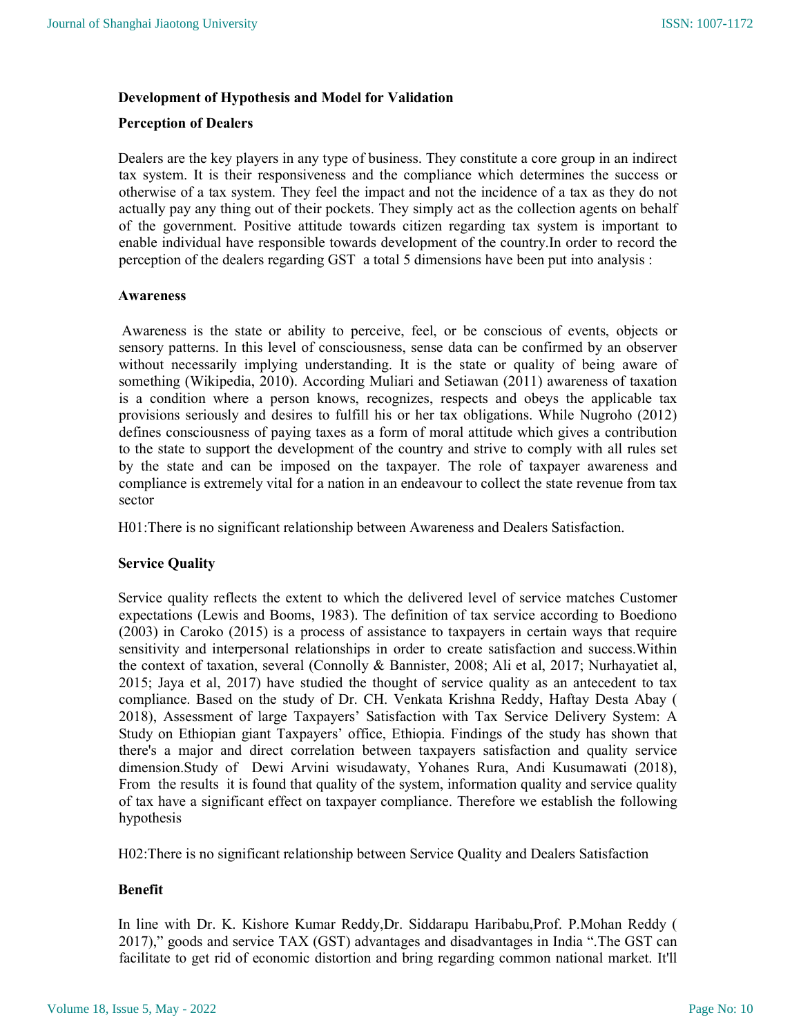### Development of Hypothesis and Model for Validation

### Perception of Dealers

Dealers are the key players in any type of business. They constitute a core group in an indirect tax system. It is their responsiveness and the compliance which determines the success or otherwise of a tax system. They feel the impact and not the incidence of a tax as they do not actually pay any thing out of their pockets. They simply act as the collection agents on behalf of the government. Positive attitude towards citizen regarding tax system is important to enable individual have responsible towards development of the country.In order to record the perception of the dealers regarding GST a total 5 dimensions have been put into analysis :

### Awareness

Awareness is the state or ability to perceive, feel, or be conscious of events, objects or sensory patterns. In this level of consciousness, sense data can be confirmed by an observer without necessarily implying understanding. It is the state or quality of being aware of something (Wikipedia, 2010). According Muliari and Setiawan (2011) awareness of taxation is a condition where a person knows, recognizes, respects and obeys the applicable tax provisions seriously and desires to fulfill his or her tax obligations. While Nugroho (2012) defines consciousness of paying taxes as a form of moral attitude which gives a contribution to the state to support the development of the country and strive to comply with all rules set by the state and can be imposed on the taxpayer. The role of taxpayer awareness and compliance is extremely vital for a nation in an endeavour to collect the state revenue from tax sector

H01:There is no significant relationship between Awareness and Dealers Satisfaction.

### Service Quality

Service quality reflects the extent to which the delivered level of service matches Customer expectations (Lewis and Booms, 1983). The definition of tax service according to Boediono (2003) in Caroko (2015) is a process of assistance to taxpayers in certain ways that require sensitivity and interpersonal relationships in order to create satisfaction and success.Within the context of taxation, several (Connolly & Bannister, 2008; Ali et al, 2017; Nurhayatiet al, 2015; Jaya et al, 2017) have studied the thought of service quality as an antecedent to tax compliance. Based on the study of Dr. CH. Venkata Krishna Reddy, Haftay Desta Abay ( 2018), Assessment of large Taxpayers' Satisfaction with Tax Service Delivery System: A Study on Ethiopian giant Taxpayers' office, Ethiopia. Findings of the study has shown that there's a major and direct correlation between taxpayers satisfaction and quality service dimension.Study of Dewi Arvini wisudawaty, Yohanes Rura, Andi Kusumawati (2018), From the results it is found that quality of the system, information quality and service quality of tax have a significant effect on taxpayer compliance. Therefore we establish the following hypothesis

H02:There is no significant relationship between Service Quality and Dealers Satisfaction

### Benefit

In line with Dr. K. Kishore Kumar Reddy,Dr. Siddarapu Haribabu,Prof. P.Mohan Reddy ( 2017)," goods and service TAX (GST) advantages and disadvantages in India ".The GST can facilitate to get rid of economic distortion and bring regarding common national market. It'll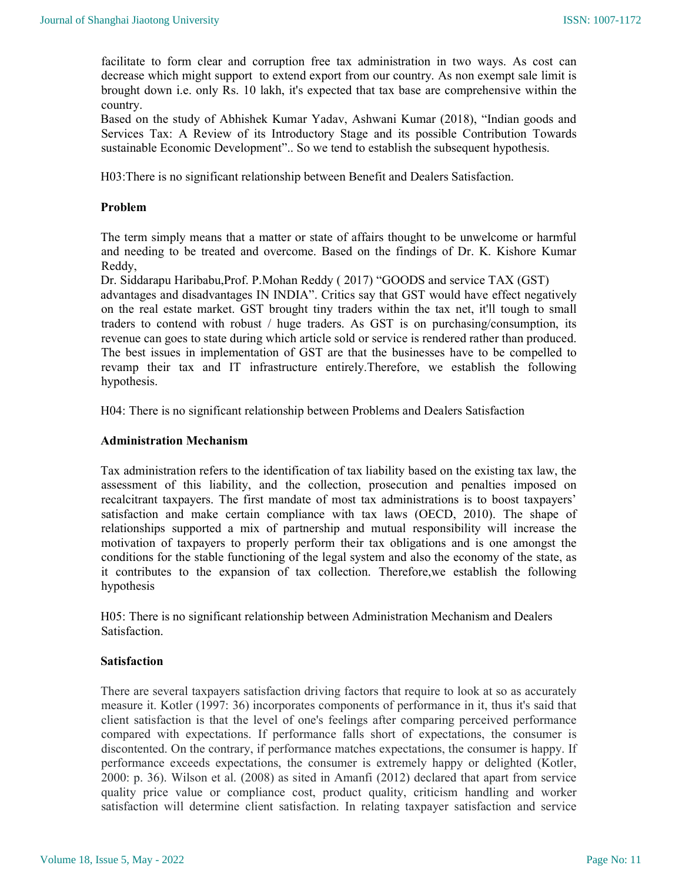facilitate to form clear and corruption free tax administration in two ways. As cost can decrease which might support to extend export from our country. As non exempt sale limit is brought down i.e. only Rs. 10 lakh, it's expected that tax base are comprehensive within the country.

Based on the study of Abhishek Kumar Yadav, Ashwani Kumar (2018), "Indian goods and Services Tax: A Review of its Introductory Stage and its possible Contribution Towards sustainable Economic Development".. So we tend to establish the subsequent hypothesis.

H03:There is no significant relationship between Benefit and Dealers Satisfaction.

**Problem**

The term simply means that a matter or state of affairs thought to be unwelcome or harmful and needing to be treated and overcome. Based on the findings of Dr. K. Kishore Kumar Reddy,

Dr. Siddarapu Haribabu,Prof. P.Mohan Reddy ( 2017) "GOODS and service TAX (GST) advantages and disadvantages IN INDIA". Critics say that GST would have effect negatively on the real estate market. GST brought tiny traders within the tax net, it'll tough to small traders to contend with robust / huge traders. As GST is on purchasing/consumption, its revenue can goes to state during which article sold or service is rendered rather than produced. The best issues in implementation of GST are that the businesses have to be compelled to revamp their tax and IT infrastructure entirely.Therefore, we establish the following hypothesis.

H04: There is no significant relationship between Problems and Dealers Satisfaction

**Administration Mechanism**

Tax administration refers to the identification of tax liability based on the existing tax law, the assessment of this liability, and the collection, prosecution and penalties imposed on recalcitrant taxpayers. The first mandate of most tax administrations is to boost taxpayers' satisfaction and make certain compliance with tax laws (OECD, 2010). The shape of relationships supported a mix of partnership and mutual responsibility will increase the motivation of taxpayers to properly perform their tax obligations and is one amongst the conditions for the stable functioning of the legal system and also the economy of the state, as it contributes to the expansion of tax collection. Therefore,we establish the following hypothesis

H05: There is no significant relationship between Administration Mechanism and Dealers Satisfaction.

**Satisfaction**

There are several taxpayers satisfaction driving factors that require to look at so as accurately measure it. Kotler (1997: 36) incorporates components of performance in it, thus it's said that client satisfaction is that the level of one's feelings after comparing perceived performance compared with expectations. If performance falls short of expectations, the consumer is discontented. On the contrary, if performance matches expectations, the consumer is happy. If performance exceeds expectations, the consumer is extremely happy or delighted (Kotler, 2000: p. 36). Wilson et al. (2008) as sited in Amanfi (2012) declared that apart from service quality price value or compliance cost, product quality, criticism handling and worker satisfaction will determine client satisfaction. In relating taxpayer satisfaction and service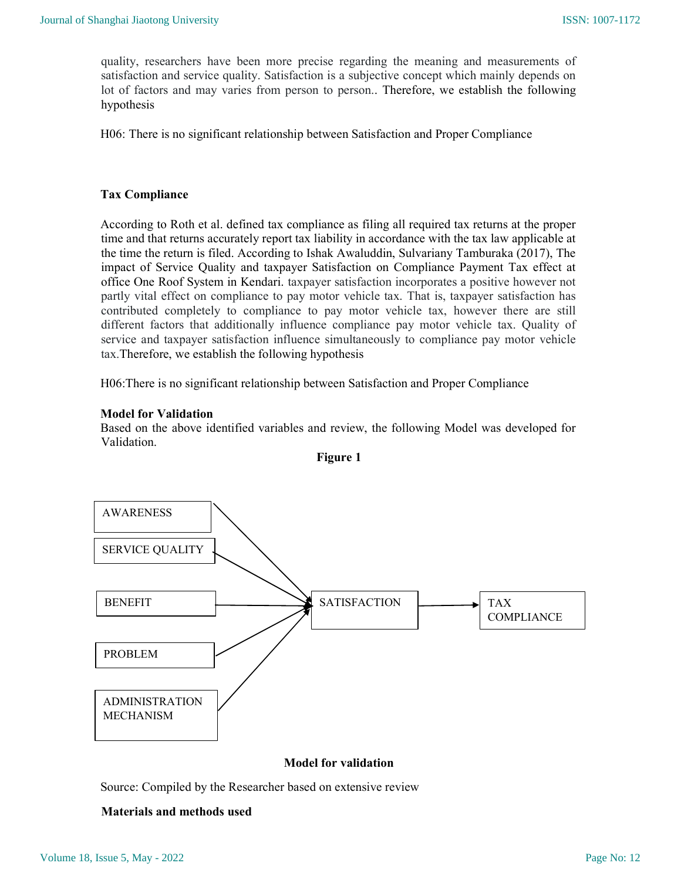quality, researchers have been more precise regarding the meaning and measurements of satisfaction and service quality. Satisfaction is a subjective concept which mainly depends on lot of factors and may varies from person to person.. Therefore, we establish the following hypothesis

H06: There is no significant relationship between Satisfaction and Proper Compliance

**Tax Compliance**

According to Roth et al. defined tax compliance as filing all required tax returns at the proper time and that returns accurately report tax liability in accordance with the tax law applicable at the time the return is filed. According to Ishak Awaluddin, Sulvariany Tamburaka (2017), The impact of Service Quality and taxpayer Satisfaction on Compliance Payment Tax effect at office One Roof System in Kendari. taxpayer satisfaction incorporates a positive however not partly vital effect on compliance to pay motor vehicle tax. That is, taxpayer satisfaction has contributed completely to compliance to pay motor vehicle tax, however there are still different factors that additionally influence compliance pay motor vehicle tax. Quality of service and taxpayer satisfaction influence simultaneously to compliance pay motor vehicle tax.Therefore, we establish the following hypothesis

H06:There is no significant relationship between Satisfaction and Proper Compliance

**Model for Validation**

Based on the above identified variables and review, the following Model was developed for Validation.

**Figure 1**

AWARENESS

SERVICE QUALITY

BENEFIT

PROBLEM

ADMINISTRATION MECHANISM

SATISFACTION

TAX COMPLIANCE

**Model for validation**

Source: Compiled by the Researcher based on extensive review

**Materials and methods used**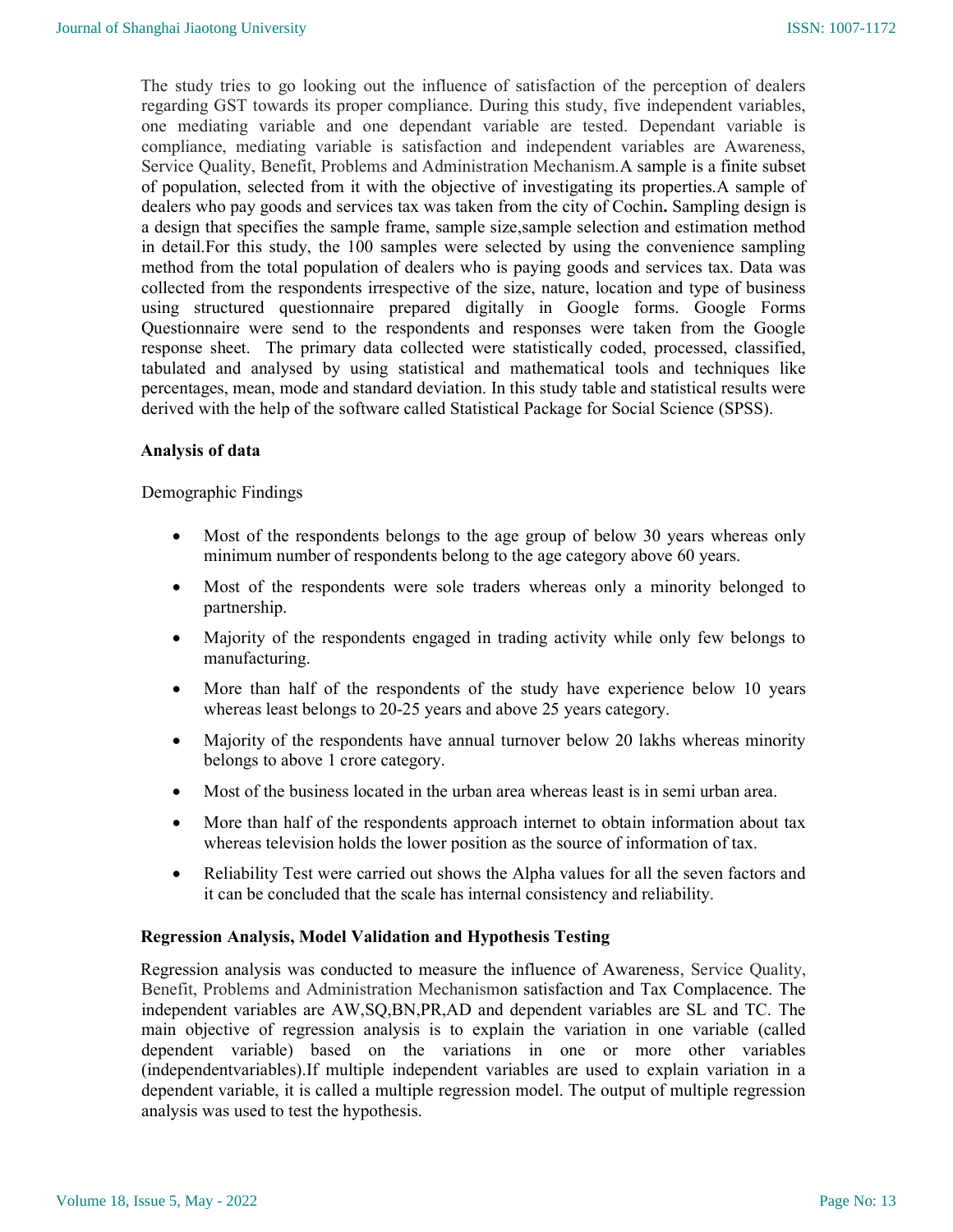The study tries to go looking out the influence of satisfaction of the perception of dealers regarding GST towards its proper compliance. During this study, five independent variables, one mediating variable and one dependant variable are tested. Dependant variable is compliance, mediating variable is satisfaction and independent variables are Awareness, Service Quality, Benefit, Problems and Administration Mechanism.A sample is a finite subset of population, selected from it with the objective of investigating its properties.A sample of dealers who pay goods and services tax was taken from the city of Cochin**.** Sampling design is a design that specifies the sample frame, sample size,sample selection and estimation method in detail.For this study, the 100 samples were selected by using the convenience sampling method from the total population of dealers who is paying goods and services tax. Data was collected from the respondents irrespective of the size, nature, location and type of business using structured questionnaire prepared digitally in Google forms. Google Forms Questionnaire were send to the respondents and responses were taken from the Google response sheet. The primary data collected were statistically coded, processed, classified, tabulated and analysed by using statistical and mathematical tools and techniques like percentages, mean, mode and standard deviation. In this study table and statistical results were derived with the help of the software called Statistical Package for Social Science (SPSS).

**Analysis of data**

Demographic Findings

- Most of the respondents belongs to the age group of below 30 years whereas only minimum number of respondents belong to the age category above 60 years.
- Most of the respondents were sole traders whereas only a minority belonged to partnership.
- Majority of the respondents engaged in trading activity while only few belongs to manufacturing.
- More than half of the respondents of the study have experience below 10 years whereas least belongs to 20-25 years and above 25 years category.
- Majority of the respondents have annual turnover below 20 lakhs whereas minority belongs to above 1 crore category.
- Most of the business located in the urban area whereas least is in semi urban area.
- More than half of the respondents approach internet to obtain information about tax whereas television holds the lower position as the source of information of tax.
- Reliability Test were carried out shows the Alpha values for all the seven factors and it can be concluded that the scale has internal consistency and reliability.

**Regression Analysis, Model Validation and Hypothesis Testing**

Regression analysis was conducted to measure the influence of Awareness, Service Quality, Benefit, Problems and Administration Mechanismon satisfaction and Tax Complacence. The independent variables are AW,SQ,BN,PR,AD and dependent variables are SL and TC. The main objective of regression analysis is to explain the variation in one variable (called dependent variable) based on the variations in one or more other variables (independentvariables).If multiple independent variables are used to explain variation in a dependent variable, it is called a multiple regression model. The output of multiple regression analysis was used to test the hypothesis.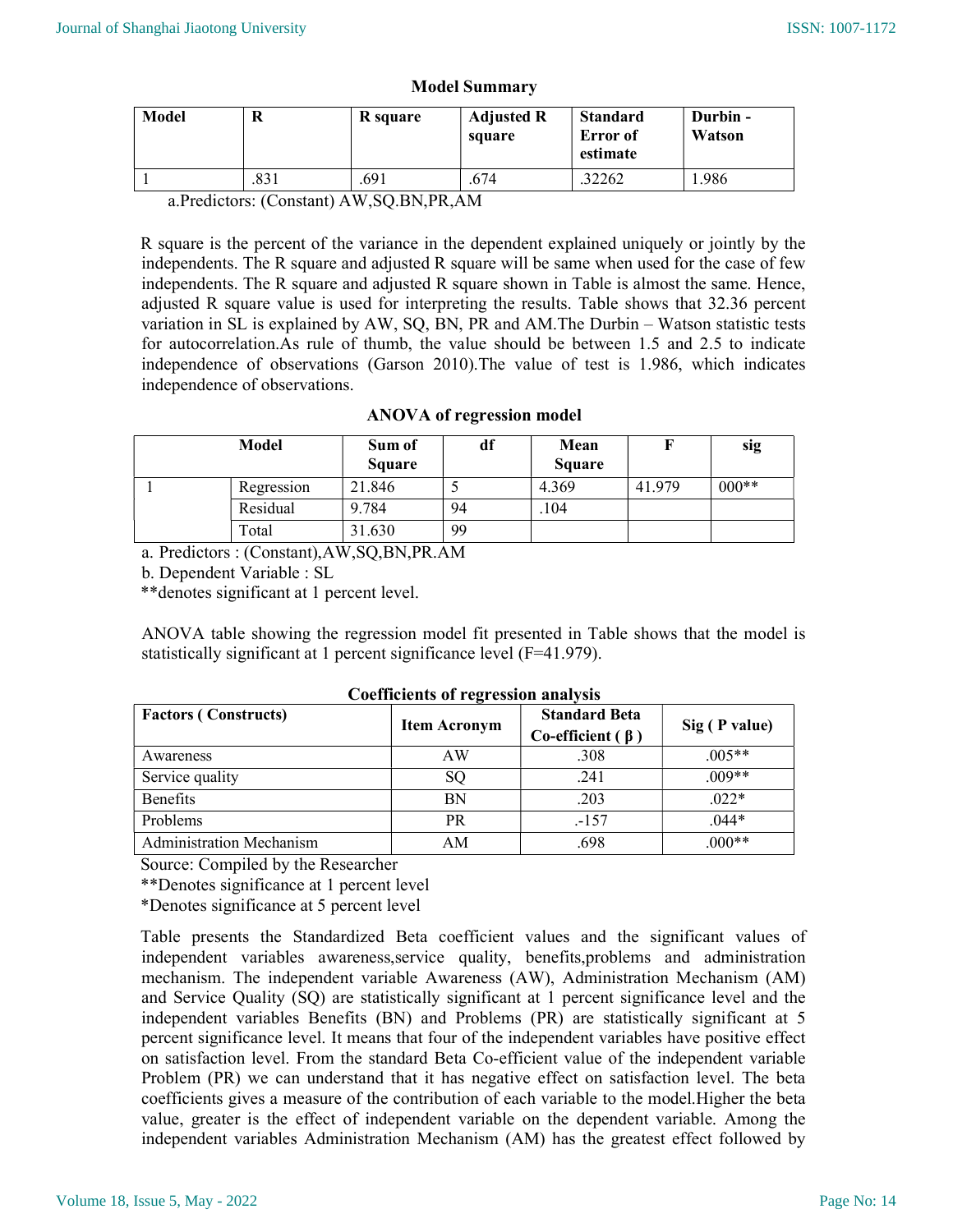**Model Summary**

| Model | R | R square | Adjusted R square | Standard Error of estimate | Durbin - Watson |
|---|---|---|---|---|---|
| 1 | .831 | .691 | .674 | .32262 | 1.986 |

a.Predictors: (Constant) AW,SQ.BN,PR,AM

R square is the percent of the variance in the dependent explained uniquely or jointly by the independents. The R square and adjusted R square will be same when used for the case of few independents. The R square and adjusted R square shown in Table is almost the same. Hence, adjusted R square value is used for interpreting the results. Table shows that 32.36 percent variation in SL is explained by AW, SQ, BN, PR and AM.The Durbin – Watson statistic tests for autocorrelation.As rule of thumb, the value should be between 1.5 and 2.5 to indicate independence of observations (Garson 2010).The value of test is 1.986, which indicates independence of observations.

**ANOVA of regression model**

| Model | | Sum of Square | df | Mean Square | F | sig |
|---|---|---|---|---|---|---|
| 1 | Regression | 21.846 | 5 | 4.369 | 41.979 | 000** |
| | Residual | 9.784 | 94 | .104 | | |
| | Total | 31.630 | 99 | | | |

a. Predictors : (Constant),AW,SQ,BN,PR.AM

b. Dependent Variable : SL

**denotes significant at 1 percent level.

ANOVA table showing the regression model fit presented in Table shows that the model is statistically significant at 1 percent significance level (F=41.979).

**Coefficients of regression analysis**

| Factors ( Constructs) | Item Acronym | Standard Beta Co-efficient ( β ) | Sig ( P value) |
|---|---|---|---|
| Awareness | AW | .308 | .005** |
| Service quality | SQ | .241 | .009** |
| Benefits | BN | .203 | .022* |
| Problems | PR | .-157 | .044* |
| Administration Mechanism | AM | .698 | .000** |

Source: Compiled by the Researcher

**Denotes significance at 1 percent level

*Denotes significance at 5 percent level

Table presents the Standardized Beta coefficient values and the significant values of independent variables awareness,service quality, benefits,problems and administration mechanism. The independent variable Awareness (AW), Administration Mechanism (AM) and Service Quality (SQ) are statistically significant at 1 percent significance level and the independent variables Benefits (BN) and Problems (PR) are statistically significant at 5 percent significance level. It means that four of the independent variables have positive effect on satisfaction level. From the standard Beta Co-efficient value of the independent variable Problem (PR) we can understand that it has negative effect on satisfaction level. The beta coefficients gives a measure of the contribution of each variable to the model.Higher the beta value, greater is the effect of independent variable on the dependent variable. Among the independent variables Administration Mechanism (AM) has the greatest effect followed by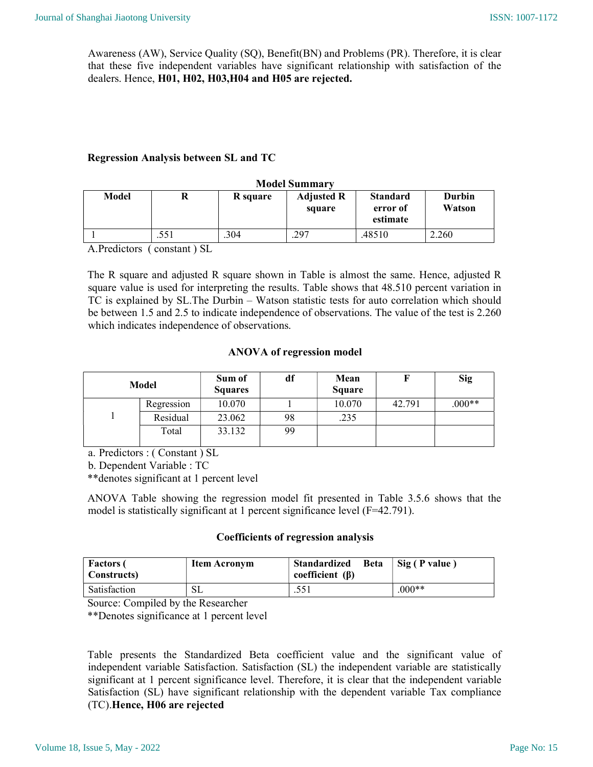Awareness (AW), Service Quality (SQ), Benefit(BN) and Problems (PR). Therefore, it is clear that these five independent variables have significant relationship with satisfaction of the dealers. Hence, **H01, H02, H03,H04 and H05 are rejected.**

**Regression Analysis between SL and TC**

**Model Summary**

| Model | R | R square | Adjusted R square | Standard error of estimate | Durbin Watson |
|---|---|---|---|---|---|
| 1 | .551 | .304 | .297 | .48510 | 2.260 |

A.Predictors ( constant ) SL

The R square and adjusted R square shown in Table is almost the same. Hence, adjusted R square value is used for interpreting the results. Table shows that 48.510 percent variation in TC is explained by SL.The Durbin – Watson statistic tests for auto correlation which should be between 1.5 and 2.5 to indicate independence of observations. The value of the test is 2.260 which indicates independence of observations.

**ANOVA of regression model**

| Model | | Sum of Squares | df | Mean Square | F | Sig |
|---|---|---|---|---|---|---|
| 1 | Regression | 10.070 | 1 | 10.070 | 42.791 | .000** |
| | Residual | 23.062 | 98 | .235 | | |
| | Total | 33.132 | 99 | | | |

a. Predictors : ( Constant ) SL

b. Dependent Variable : TC

**denotes significant at 1 percent level

ANOVA Table showing the regression model fit presented in Table 3.5.6 shows that the model is statistically significant at 1 percent significance level (F=42.791).

**Coefficients of regression analysis**

| Factors ( Constructs) | Item Acronym | Standardized Beta coefficient (β) | Sig ( P value ) |
|---|---|---|---|
| Satisfaction | SL | .551 | .000** |

Source: Compiled by the Researcher

**Denotes significance at 1 percent level

Table presents the Standardized Beta coefficient value and the significant value of independent variable Satisfaction. Satisfaction (SL) the independent variable are statistically significant at 1 percent significance level. Therefore, it is clear that the independent variable Satisfaction (SL) have significant relationship with the dependent variable Tax compliance (TC).**Hence, H06 are rejected**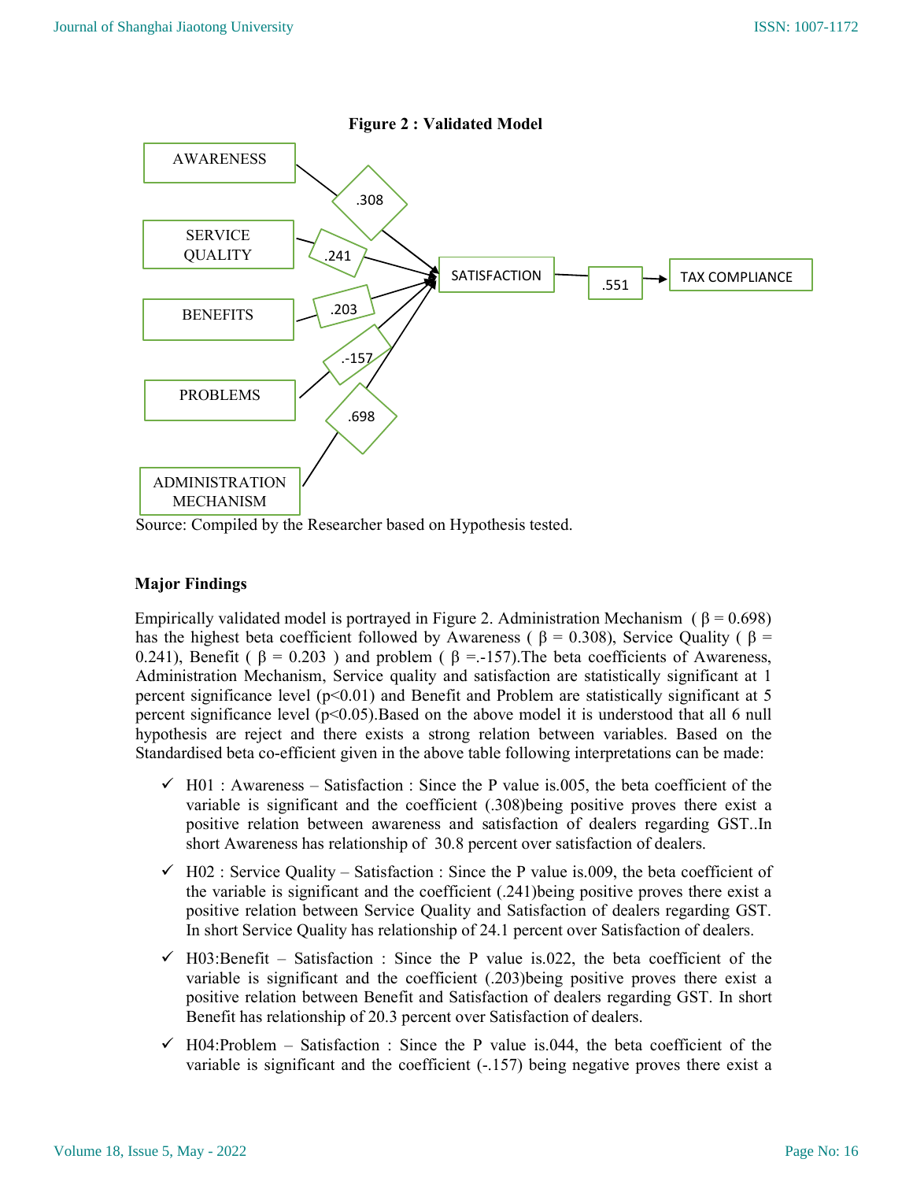**Figure 2 : Validated Model**

| From | Beta | To |
|---|---|---|
| AWARENESS | .308 | SATISFACTION |
| SERVICE QUALITY | .241 | SATISFACTION |
| BENEFITS | .203 | SATISFACTION |
| PROBLEMS | .-157 | SATISFACTION |
| ADMINISTRATION MECHANISM | .698 | SATISFACTION |
| SATISFACTION | .551 | TAX COMPLIANCE |

Source: Compiled by the Researcher based on Hypothesis tested.

**Major Findings**

Empirically validated model is portrayed in Figure 2. Administration Mechanism ( β = 0.698) has the highest beta coefficient followed by Awareness ( β = 0.308), Service Quality ( β = 0.241), Benefit ( β = 0.203 ) and problem ( β =.-157).The beta coefficients of Awareness, Administration Mechanism, Service quality and satisfaction are statistically significant at 1 percent significance level ($p<0.01$) and Benefit and Problem are statistically significant at 5 percent significance level ($p<0.05$).Based on the above model it is understood that all 6 null hypothesis are reject and there exists a strong relation between variables. Based on the Standardised beta co-efficient given in the above table following interpretations can be made:

- ✓ H01 : Awareness – Satisfaction : Since the P value is.005, the beta coefficient of the variable is significant and the coefficient (.308)being positive proves there exist a positive relation between awareness and satisfaction of dealers regarding GST..In short Awareness has relationship of 30.8 percent over satisfaction of dealers.
- ✓ H02 : Service Quality – Satisfaction : Since the P value is.009, the beta coefficient of the variable is significant and the coefficient (.241)being positive proves there exist a positive relation between Service Quality and Satisfaction of dealers regarding GST. In short Service Quality has relationship of 24.1 percent over Satisfaction of dealers.
- ✓ H03:Benefit – Satisfaction : Since the P value is.022, the beta coefficient of the variable is significant and the coefficient (.203)being positive proves there exist a positive relation between Benefit and Satisfaction of dealers regarding GST. In short Benefit has relationship of 20.3 percent over Satisfaction of dealers.
- ✓ H04:Problem – Satisfaction : Since the P value is.044, the beta coefficient of the variable is significant and the coefficient (-.157) being negative proves there exist a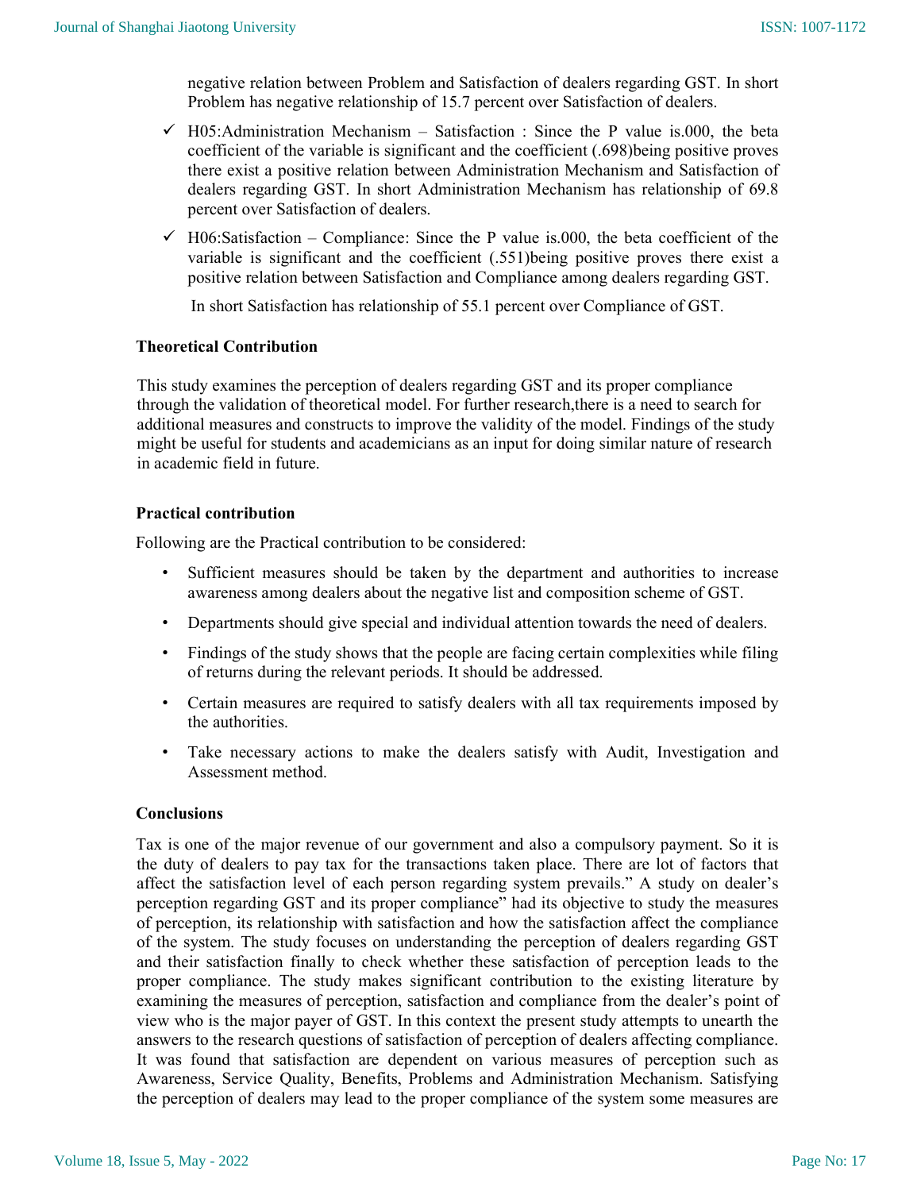negative relation between Problem and Satisfaction of dealers regarding GST. In short Problem has negative relationship of 15.7 percent over Satisfaction of dealers.

- ✓ H05:Administration Mechanism – Satisfaction : Since the P value is.000, the beta coefficient of the variable is significant and the coefficient (.698)being positive proves there exist a positive relation between Administration Mechanism and Satisfaction of dealers regarding GST. In short Administration Mechanism has relationship of 69.8 percent over Satisfaction of dealers.
- ✓ H06:Satisfaction – Compliance: Since the P value is.000, the beta coefficient of the variable is significant and the coefficient (.551)being positive proves there exist a positive relation between Satisfaction and Compliance among dealers regarding GST.

  In short Satisfaction has relationship of 55.1 percent over Compliance of GST.

**Theoretical Contribution**

This study examines the perception of dealers regarding GST and its proper compliance through the validation of theoretical model. For further research,there is a need to search for additional measures and constructs to improve the validity of the model. Findings of the study might be useful for students and academicians as an input for doing similar nature of research in academic field in future.

**Practical contribution**

Following are the Practical contribution to be considered:

- Sufficient measures should be taken by the department and authorities to increase awareness among dealers about the negative list and composition scheme of GST.
- Departments should give special and individual attention towards the need of dealers.
- Findings of the study shows that the people are facing certain complexities while filing of returns during the relevant periods. It should be addressed.
- Certain measures are required to satisfy dealers with all tax requirements imposed by the authorities.
- Take necessary actions to make the dealers satisfy with Audit, Investigation and Assessment method.

**Conclusions**

Tax is one of the major revenue of our government and also a compulsory payment. So it is the duty of dealers to pay tax for the transactions taken place. There are lot of factors that affect the satisfaction level of each person regarding system prevails." A study on dealer's perception regarding GST and its proper compliance" had its objective to study the measures of perception, its relationship with satisfaction and how the satisfaction affect the compliance of the system. The study focuses on understanding the perception of dealers regarding GST and their satisfaction finally to check whether these satisfaction of perception leads to the proper compliance. The study makes significant contribution to the existing literature by examining the measures of perception, satisfaction and compliance from the dealer's point of view who is the major payer of GST. In this context the present study attempts to unearth the answers to the research questions of satisfaction of perception of dealers affecting compliance. It was found that satisfaction are dependent on various measures of perception such as Awareness, Service Quality, Benefits, Problems and Administration Mechanism. Satisfying the perception of dealers may lead to the proper compliance of the system some measures are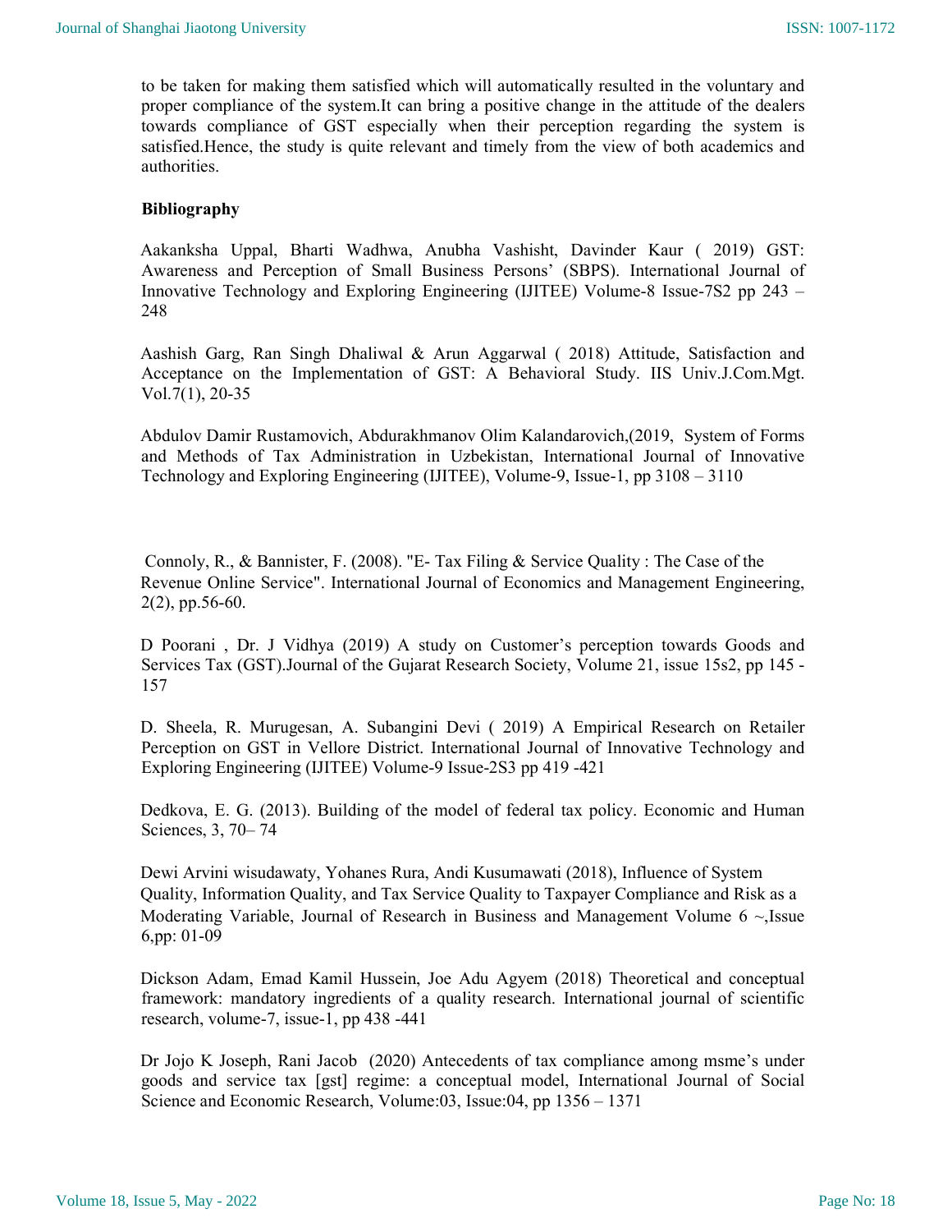to be taken for making them satisfied which will automatically resulted in the voluntary and proper compliance of the system.It can bring a positive change in the attitude of the dealers towards compliance of GST especially when their perception regarding the system is satisfied.Hence, the study is quite relevant and timely from the view of both academics and authorities.

**Bibliography**

Aakanksha Uppal, Bharti Wadhwa, Anubha Vashisht, Davinder Kaur ( 2019) GST: Awareness and Perception of Small Business Persons' (SBPS). International Journal of Innovative Technology and Exploring Engineering (IJITEE) Volume-8 Issue-7S2 pp 243 – 248

Aashish Garg, Ran Singh Dhaliwal & Arun Aggarwal ( 2018) Attitude, Satisfaction and Acceptance on the Implementation of GST: A Behavioral Study. IIS Univ.J.Com.Mgt. Vol.7(1), 20-35

Abdulov Damir Rustamovich, Abdurakhmanov Olim Kalandarovich,(2019, System of Forms and Methods of Tax Administration in Uzbekistan, International Journal of Innovative Technology and Exploring Engineering (IJITEE), Volume-9, Issue-1, pp 3108 – 3110

Connoly, R., & Bannister, F. (2008). "E- Tax Filing & Service Quality : The Case of the Revenue Online Service". International Journal of Economics and Management Engineering, 2(2), pp.56-60.

D Poorani , Dr. J Vidhya (2019) A study on Customer's perception towards Goods and Services Tax (GST).Journal of the Gujarat Research Society, Volume 21, issue 15s2, pp 145 - 157

D. Sheela, R. Murugesan, A. Subangini Devi ( 2019) A Empirical Research on Retailer Perception on GST in Vellore District. International Journal of Innovative Technology and Exploring Engineering (IJITEE) Volume-9 Issue-2S3 pp 419 -421

Dedkova, E. G. (2013). Building of the model of federal tax policy. Economic and Human Sciences, 3, 70– 74

Dewi Arvini wisudawaty, Yohanes Rura, Andi Kusumawati (2018), Influence of System Quality, Information Quality, and Tax Service Quality to Taxpayer Compliance and Risk as a Moderating Variable, Journal of Research in Business and Management Volume 6 ~,Issue 6,pp: 01-09

Dickson Adam, Emad Kamil Hussein, Joe Adu Agyem (2018) Theoretical and conceptual framework: mandatory ingredients of a quality research. International journal of scientific research, volume-7, issue-1, pp 438 -441

Dr Jojo K Joseph, Rani Jacob (2020) Antecedents of tax compliance among msme's under goods and service tax [gst] regime: a conceptual model, International Journal of Social Science and Economic Research, Volume:03, Issue:04, pp 1356 – 1371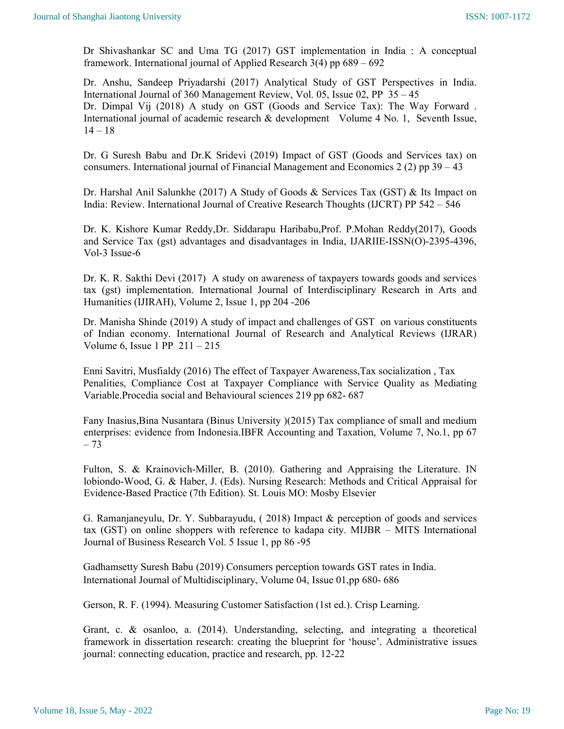Dr Shivashankar SC and Uma TG (2017) GST implementation in India : A conceptual framework. International journal of Applied Research 3(4) pp 689 – 692

Dr. Anshu, Sandeep Priyadarshi (2017) Analytical Study of GST Perspectives in India. International Journal of 360 Management Review, Vol. 05, Issue 02, PP 35 – 45

Dr. Dimpal Vij (2018) A study on GST (Goods and Service Tax): The Way Forward . International journal of academic research & development Volume 4 No. 1, Seventh Issue, 14 – 18

Dr. G Suresh Babu and Dr.K Sridevi (2019) Impact of GST (Goods and Services tax) on consumers. International journal of Financial Management and Economics 2 (2) pp 39 – 43

Dr. Harshal Anil Salunkhe (2017) A Study of Goods & Services Tax (GST) & Its Impact on India: Review. International Journal of Creative Research Thoughts (IJCRT) PP 542 – 546

Dr. K. Kishore Kumar Reddy,Dr. Siddarapu Haribabu,Prof. P.Mohan Reddy(2017), Goods and Service Tax (gst) advantages and disadvantages in India, IJARIIE-ISSN(O)-2395-4396, Vol-3 Issue-6

Dr. K. R. Sakthi Devi (2017) A study on awareness of taxpayers towards goods and services tax (gst) implementation. International Journal of Interdisciplinary Research in Arts and Humanities (IJIRAH), Volume 2, Issue 1, pp 204 -206

Dr. Manisha Shinde (2019) A study of impact and challenges of GST on various constituents of Indian economy. International Journal of Research and Analytical Reviews (IJRAR) Volume 6, Issue 1 PP 211 – 215

Enni Savitri, Musfialdy (2016) The effect of Taxpayer Awareness,Tax socialization , Tax Penalities, Compliance Cost at Taxpayer Compliance with Service Quality as Mediating Variable.Procedia social and Behavioural sciences 219 pp 682- 687

Fany Inasius,Bina Nusantara (Binus University )(2015) Tax compliance of small and medium enterprises: evidence from Indonesia.IBFR Accounting and Taxation, Volume 7, No.1, pp 67 – 73

Fulton, S. & Krainovich-Miller, B. (2010). Gathering and Appraising the Literature. IN lobiondo-Wood, G. & Haber, J. (Eds). Nursing Research: Methods and Critical Appraisal for Evidence-Based Practice (7th Edition). St. Louis MO: Mosby Elsevier

G. Ramanjaneyulu, Dr. Y. Subbarayudu, ( 2018) Impact & perception of goods and services tax (GST) on online shoppers with reference to kadapa city. MIJBR – MITS International Journal of Business Research Vol. 5 Issue 1, pp 86 -95

Gadhamsetty Suresh Babu (2019) Consumers perception towards GST rates in India. International Journal of Multidisciplinary, Volume 04, Issue 01,pp 680- 686

Gerson, R. F. (1994). Measuring Customer Satisfaction (1st ed.). Crisp Learning.

Grant, c. & osanloo, a. (2014). Understanding, selecting, and integrating a theoretical framework in dissertation research: creating the blueprint for 'house'. Administrative issues journal: connecting education, practice and research, pp. 12-22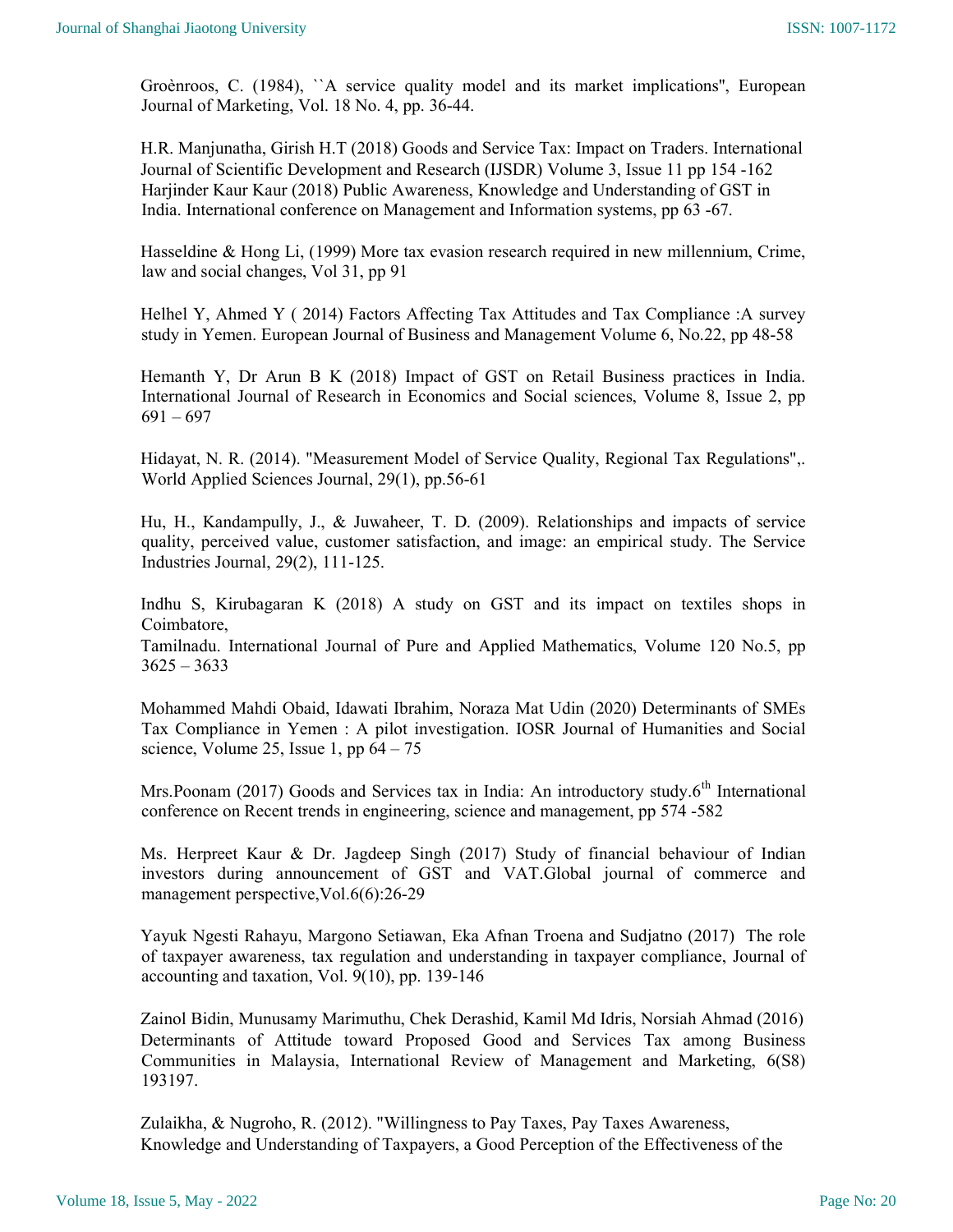Groènroos, C. (1984), ``A service quality model and its market implications", European Journal of Marketing, Vol. 18 No. 4, pp. 36-44.

H.R. Manjunatha, Girish H.T (2018) Goods and Service Tax: Impact on Traders. International Journal of Scientific Development and Research (IJSDR) Volume 3, Issue 11 pp 154 -162
Harjinder Kaur Kaur (2018) Public Awareness, Knowledge and Understanding of GST in India. International conference on Management and Information systems, pp 63 -67.

Hasseldine & Hong Li, (1999) More tax evasion research required in new millennium, Crime, law and social changes, Vol 31, pp 91

Helhel Y, Ahmed Y ( 2014) Factors Affecting Tax Attitudes and Tax Compliance :A survey study in Yemen. European Journal of Business and Management Volume 6, No.22, pp 48-58

Hemanth Y, Dr Arun B K (2018) Impact of GST on Retail Business practices in India. International Journal of Research in Economics and Social sciences, Volume 8, Issue 2, pp 691 – 697

Hidayat, N. R. (2014). "Measurement Model of Service Quality, Regional Tax Regulations",. World Applied Sciences Journal, 29(1), pp.56-61

Hu, H., Kandampully, J., & Juwaheer, T. D. (2009). Relationships and impacts of service quality, perceived value, customer satisfaction, and image: an empirical study. The Service Industries Journal, 29(2), 111-125.

Indhu S, Kirubagaran K (2018) A study on GST and its impact on textiles shops in Coimbatore,
Tamilnadu. International Journal of Pure and Applied Mathematics, Volume 120 No.5, pp 3625 – 3633

Mohammed Mahdi Obaid, Idawati Ibrahim, Noraza Mat Udin (2020) Determinants of SMEs Tax Compliance in Yemen : A pilot investigation. IOSR Journal of Humanities and Social science, Volume 25, Issue 1, pp 64 – 75

Mrs.Poonam (2017) Goods and Services tax in India: An introductory study.6th International conference on Recent trends in engineering, science and management, pp 574 -582

Ms. Herpreet Kaur & Dr. Jagdeep Singh (2017) Study of financial behaviour of Indian investors during announcement of GST and VAT.Global journal of commerce and management perspective,Vol.6(6):26-29

Yayuk Ngesti Rahayu, Margono Setiawan, Eka Afnan Troena and Sudjatno (2017) The role of taxpayer awareness, tax regulation and understanding in taxpayer compliance, Journal of accounting and taxation, Vol. 9(10), pp. 139-146

Zainol Bidin, Munusamy Marimuthu, Chek Derashid, Kamil Md Idris, Norsiah Ahmad (2016) Determinants of Attitude toward Proposed Good and Services Tax among Business Communities in Malaysia, International Review of Management and Marketing, 6(S8) 193197.

Zulaikha, & Nugroho, R. (2012). "Willingness to Pay Taxes, Pay Taxes Awareness, Knowledge and Understanding of Taxpayers, a Good Perception of the Effectiveness of the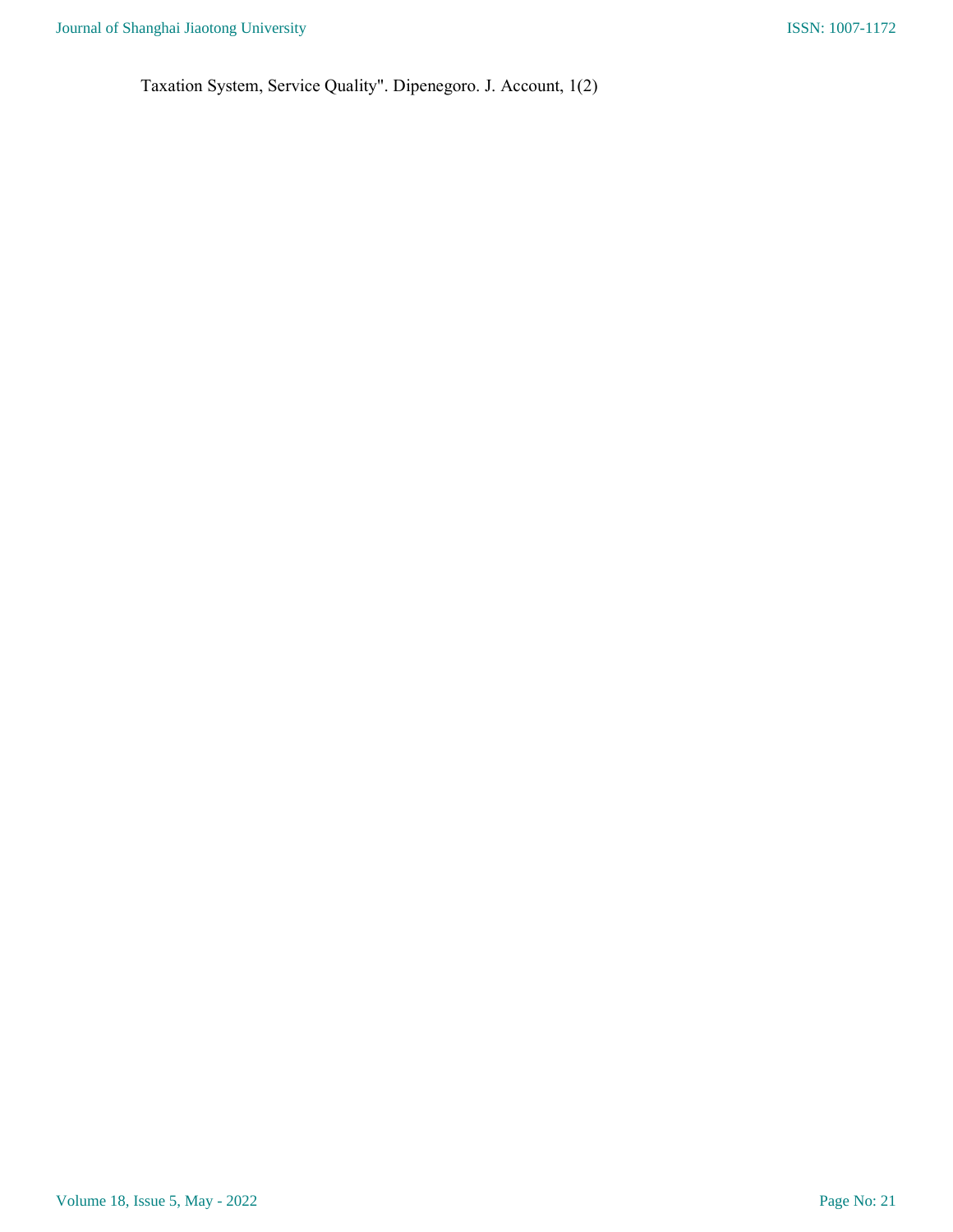Taxation System, Service Quality". Dipenegoro. J. Account, 1(2)